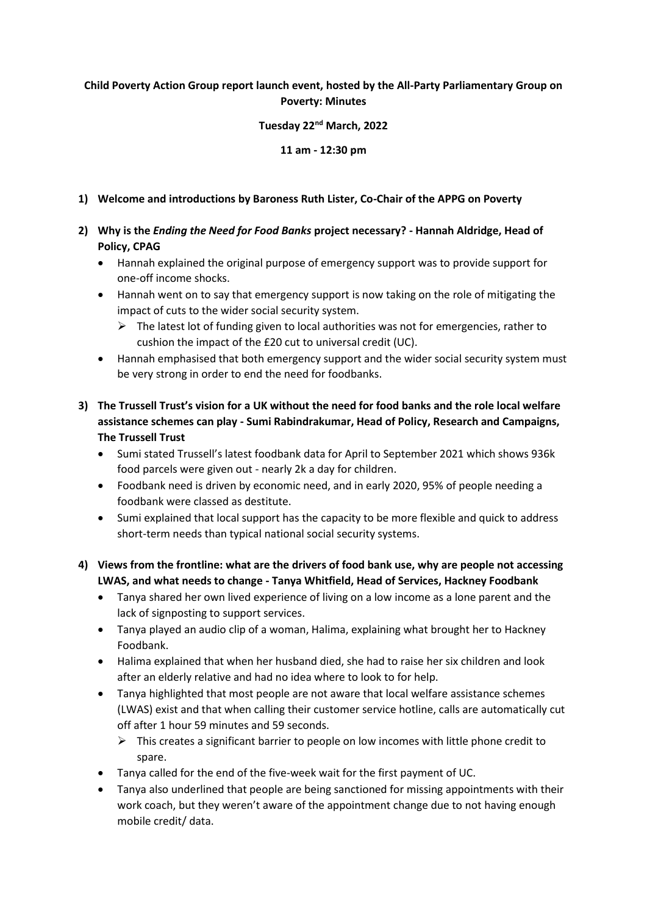**Child Poverty Action Group report launch event, hosted by the All-Party Parliamentary Group on Poverty: Minutes**

**Tuesday 22nd March, 2022**

**11 am - 12:30 pm**

1) **Welcome and introductions by Baroness Ruth Lister, Co-Chair of the APPG on Poverty**

2) **Why is the *Ending the Need for Food Banks* project necessary? - Hannah Aldridge, Head of Policy, CPAG**
   - Hannah explained the original purpose of emergency support was to provide support for one-off income shocks.
   - Hannah went on to say that emergency support is now taking on the role of mitigating the impact of cuts to the wider social security system.
     - The latest lot of funding given to local authorities was not for emergencies, rather to cushion the impact of the £20 cut to universal credit (UC).
   - Hannah emphasised that both emergency support and the wider social security system must be very strong in order to end the need for foodbanks.

3) **The Trussell Trust's vision for a UK without the need for food banks and the role local welfare assistance schemes can play - Sumi Rabindrakumar, Head of Policy, Research and Campaigns, The Trussell Trust**
   - Sumi stated Trussell's latest foodbank data for April to September 2021 which shows 936k food parcels were given out - nearly 2k a day for children.
   - Foodbank need is driven by economic need, and in early 2020, 95% of people needing a foodbank were classed as destitute.
   - Sumi explained that local support has the capacity to be more flexible and quick to address short-term needs than typical national social security systems.

4) **Views from the frontline: what are the drivers of food bank use, why are people not accessing LWAS, and what needs to change - Tanya Whitfield, Head of Services, Hackney Foodbank**
   - Tanya shared her own lived experience of living on a low income as a lone parent and the lack of signposting to support services.
   - Tanya played an audio clip of a woman, Halima, explaining what brought her to Hackney Foodbank.
   - Halima explained that when her husband died, she had to raise her six children and look after an elderly relative and had no idea where to look to for help.
   - Tanya highlighted that most people are not aware that local welfare assistance schemes (LWAS) exist and that when calling their customer service hotline, calls are automatically cut off after 1 hour 59 minutes and 59 seconds.
     - This creates a significant barrier to people on low incomes with little phone credit to spare.
   - Tanya called for the end of the five-week wait for the first payment of UC.
   - Tanya also underlined that people are being sanctioned for missing appointments with their work coach, but they weren't aware of the appointment change due to not having enough mobile credit/ data.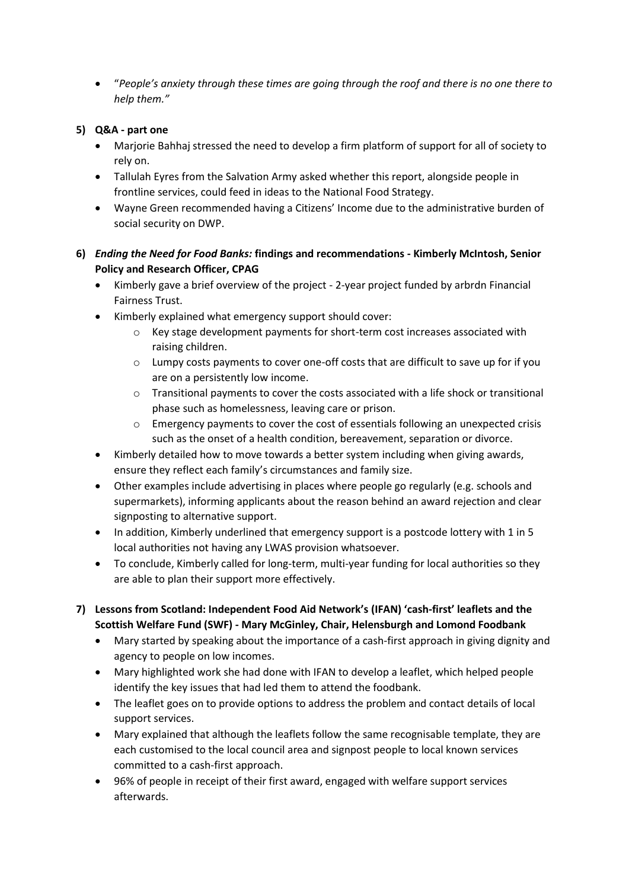- "*People's anxiety through these times are going through the roof and there is no one there to help them.*"

**5) Q&A - part one**

- Marjorie Bahhaj stressed the need to develop a firm platform of support for all of society to rely on.
- Tallulah Eyres from the Salvation Army asked whether this report, alongside people in frontline services, could feed in ideas to the National Food Strategy.
- Wayne Green recommended having a Citizens' Income due to the administrative burden of social security on DWP.

**6) *Ending the Need for Food Banks:* findings and recommendations - Kimberly McIntosh, Senior Policy and Research Officer, CPAG**

- Kimberly gave a brief overview of the project - 2-year project funded by arbrdn Financial Fairness Trust.
- Kimberly explained what emergency support should cover:
  - Key stage development payments for short-term cost increases associated with raising children.
  - Lumpy costs payments to cover one-off costs that are difficult to save up for if you are on a persistently low income.
  - Transitional payments to cover the costs associated with a life shock or transitional phase such as homelessness, leaving care or prison.
  - Emergency payments to cover the cost of essentials following an unexpected crisis such as the onset of a health condition, bereavement, separation or divorce.
- Kimberly detailed how to move towards a better system including when giving awards, ensure they reflect each family's circumstances and family size.
- Other examples include advertising in places where people go regularly (e.g. schools and supermarkets), informing applicants about the reason behind an award rejection and clear signposting to alternative support.
- In addition, Kimberly underlined that emergency support is a postcode lottery with 1 in 5 local authorities not having any LWAS provision whatsoever.
- To conclude, Kimberly called for long-term, multi-year funding for local authorities so they are able to plan their support more effectively.

**7) Lessons from Scotland: Independent Food Aid Network's (IFAN) 'cash-first' leaflets and the Scottish Welfare Fund (SWF) - Mary McGinley, Chair, Helensburgh and Lomond Foodbank**

- Mary started by speaking about the importance of a cash-first approach in giving dignity and agency to people on low incomes.
- Mary highlighted work she had done with IFAN to develop a leaflet, which helped people identify the key issues that had led them to attend the foodbank.
- The leaflet goes on to provide options to address the problem and contact details of local support services.
- Mary explained that although the leaflets follow the same recognisable template, they are each customised to the local council area and signpost people to local known services committed to a cash-first approach.
- 96% of people in receipt of their first award, engaged with welfare support services afterwards.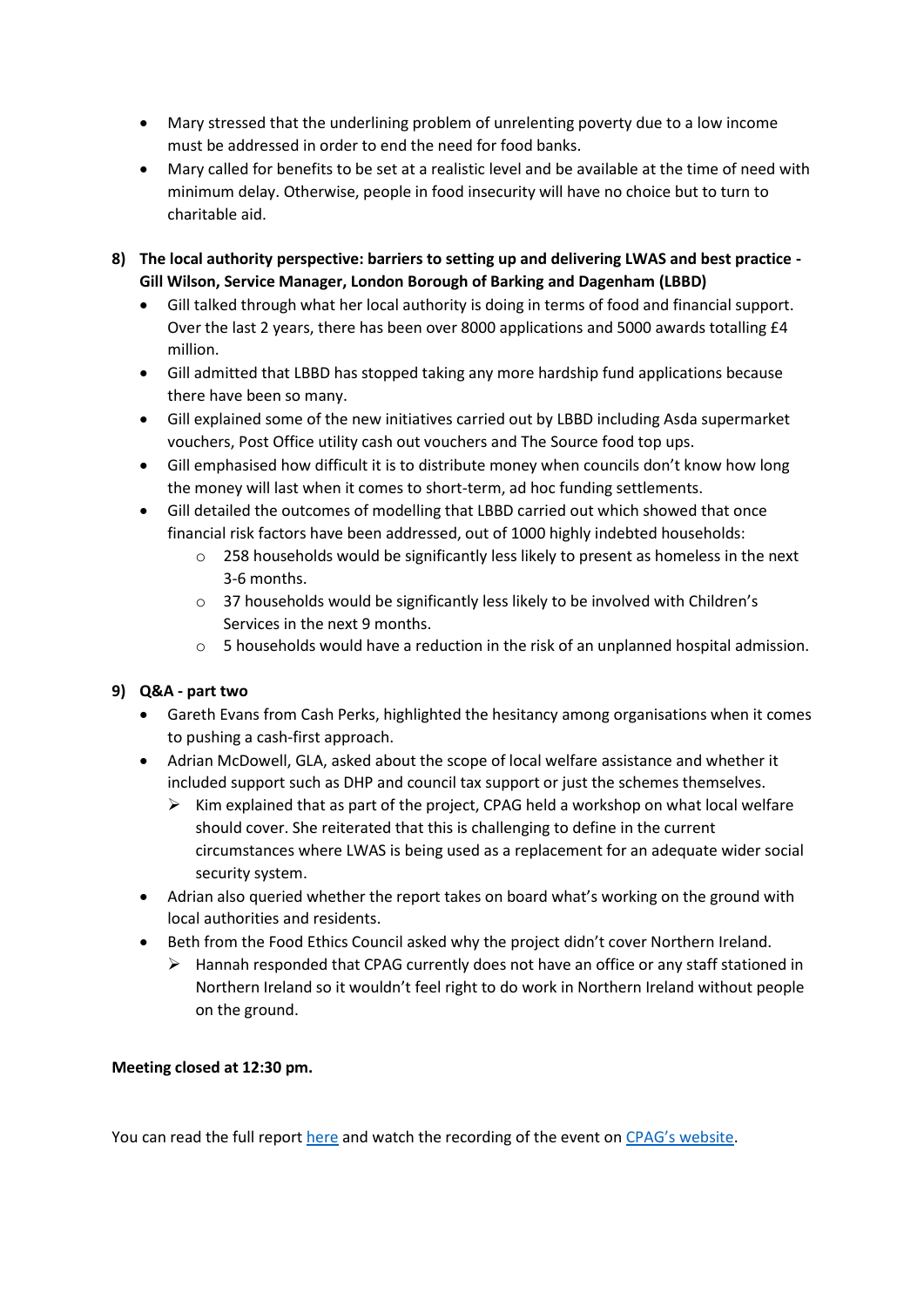- Mary stressed that the underlining problem of unrelenting poverty due to a low income must be addressed in order to end the need for food banks.
- Mary called for benefits to be set at a realistic level and be available at the time of need with minimum delay. Otherwise, people in food insecurity will have no choice but to turn to charitable aid.

8) **The local authority perspective: barriers to setting up and delivering LWAS and best practice - Gill Wilson, Service Manager, London Borough of Barking and Dagenham (LBBD)**
   - Gill talked through what her local authority is doing in terms of food and financial support. Over the last 2 years, there has been over 8000 applications and 5000 awards totalling £4 million.
   - Gill admitted that LBBD has stopped taking any more hardship fund applications because there have been so many.
   - Gill explained some of the new initiatives carried out by LBBD including Asda supermarket vouchers, Post Office utility cash out vouchers and The Source food top ups.
   - Gill emphasised how difficult it is to distribute money when councils don't know how long the money will last when it comes to short-term, ad hoc funding settlements.
   - Gill detailed the outcomes of modelling that LBBD carried out which showed that once financial risk factors have been addressed, out of 1000 highly indebted households:
     - 258 households would be significantly less likely to present as homeless in the next 3-6 months.
     - 37 households would be significantly less likely to be involved with Children's Services in the next 9 months.
     - 5 households would have a reduction in the risk of an unplanned hospital admission.

9) **Q&A - part two**
   - Gareth Evans from Cash Perks, highlighted the hesitancy among organisations when it comes to pushing a cash-first approach.
   - Adrian McDowell, GLA, asked about the scope of local welfare assistance and whether it included support such as DHP and council tax support or just the schemes themselves.
     - Kim explained that as part of the project, CPAG held a workshop on what local welfare should cover. She reiterated that this is challenging to define in the current circumstances where LWAS is being used as a replacement for an adequate wider social security system.
   - Adrian also queried whether the report takes on board what's working on the ground with local authorities and residents.
   - Beth from the Food Ethics Council asked why the project didn't cover Northern Ireland.
     - Hannah responded that CPAG currently does not have an office or any staff stationed in Northern Ireland so it wouldn't feel right to do work in Northern Ireland without people on the ground.

**Meeting closed at 12:30 pm.**

You can read the full report here and watch the recording of the event on CPAG's website.